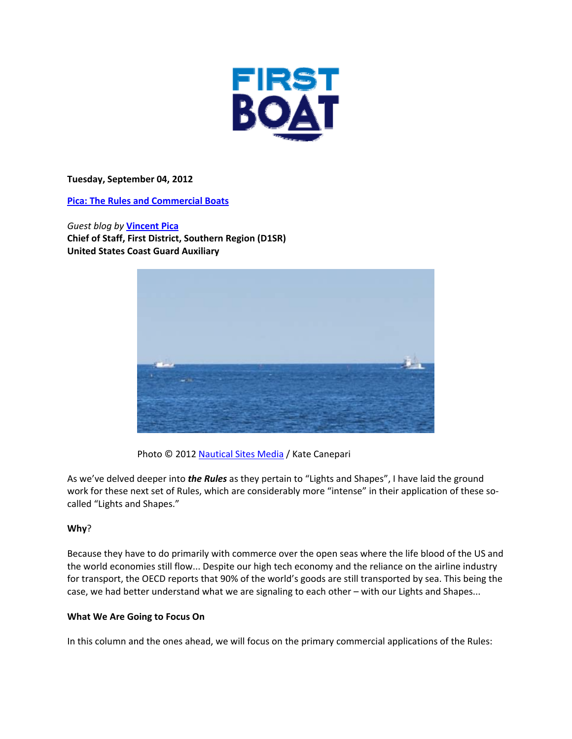Tuesday, September 04, 2012

**Pica: The Rules and Commercial Boats**

*Guest blog by* **Vincent Pica**
**Chief of Staff, First District, Southern Region (D1SR)**
**United States Coast Guard Auxiliary**

Photo © 2012 Nautical Sites Media / Kate Canepari

As we've delved deeper into ***the Rules*** as they pertain to "Lights and Shapes", I have laid the ground work for these next set of Rules, which are considerably more "intense" in their application of these so-called "Lights and Shapes."

**Why**?

Because they have to do primarily with commerce over the open seas where the life blood of the US and the world economies still flow... Despite our high tech economy and the reliance on the airline industry for transport, the OECD reports that 90% of the world's goods are still transported by sea. This being the case, we had better understand what we are signaling to each other – with our Lights and Shapes...

**What We Are Going to Focus On**

In this column and the ones ahead, we will focus on the primary commercial applications of the Rules: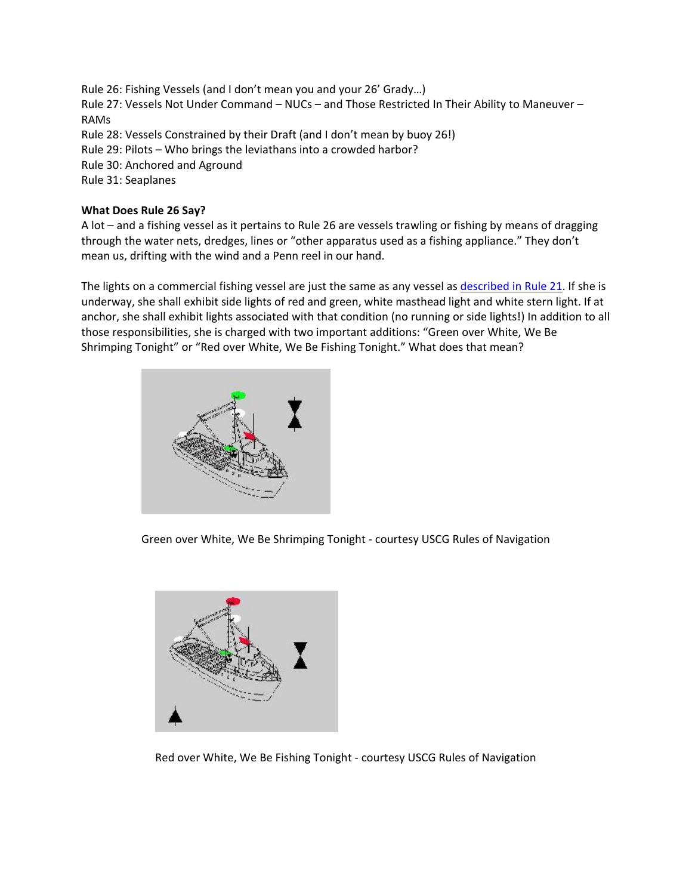Rule 26: Fishing Vessels (and I don't mean you and your 26' Grady…)
Rule 27: Vessels Not Under Command – NUCs – and Those Restricted In Their Ability to Maneuver – RAMs
Rule 28: Vessels Constrained by their Draft (and I don't mean by buoy 26!)
Rule 29: Pilots – Who brings the leviathans into a crowded harbor?
Rule 30: Anchored and Aground
Rule 31: Seaplanes

**What Does Rule 26 Say?**

A lot – and a fishing vessel as it pertains to Rule 26 are vessels trawling or fishing by means of dragging through the water nets, dredges, lines or "other apparatus used as a fishing appliance." They don't mean us, drifting with the wind and a Penn reel in our hand.

The lights on a commercial fishing vessel are just the same as any vessel as [described in Rule 21](). If she is underway, she shall exhibit side lights of red and green, white masthead light and white stern light. If at anchor, she shall exhibit lights associated with that condition (no running or side lights!) In addition to all those responsibilities, she is charged with two important additions: "Green over White, We Be Shrimping Tonight" or "Red over White, We Be Fishing Tonight." What does that mean?

Green over White, We Be Shrimping Tonight - courtesy USCG Rules of Navigation

Red over White, We Be Fishing Tonight - courtesy USCG Rules of Navigation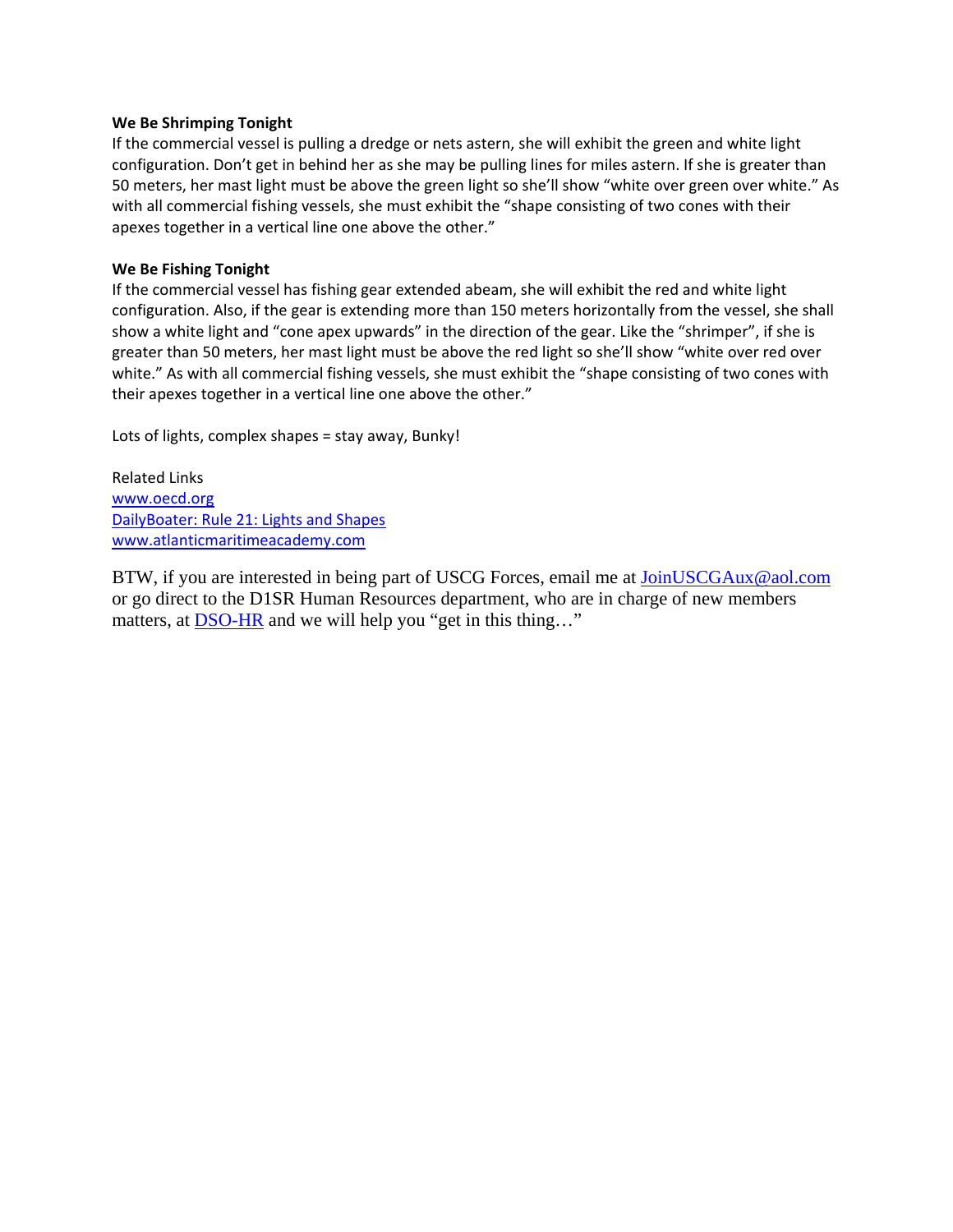**We Be Shrimping Tonight**

If the commercial vessel is pulling a dredge or nets astern, she will exhibit the green and white light configuration. Don't get in behind her as she may be pulling lines for miles astern. If she is greater than 50 meters, her mast light must be above the green light so she'll show "white over green over white." As with all commercial fishing vessels, she must exhibit the "shape consisting of two cones with their apexes together in a vertical line one above the other."

**We Be Fishing Tonight**

If the commercial vessel has fishing gear extended abeam, she will exhibit the red and white light configuration. Also, if the gear is extending more than 150 meters horizontally from the vessel, she shall show a white light and "cone apex upwards" in the direction of the gear. Like the "shrimper", if she is greater than 50 meters, her mast light must be above the red light so she'll show "white over red over white." As with all commercial fishing vessels, she must exhibit the "shape consisting of two cones with their apexes together in a vertical line one above the other."

Lots of lights, complex shapes = stay away, Bunky!

Related Links
www.oecd.org
DailyBoater: Rule 21: Lights and Shapes
www.atlanticmaritimeacademy.com

BTW, if you are interested in being part of USCG Forces, email me at JoinUSCGAux@aol.com or go direct to the D1SR Human Resources department, who are in charge of new members matters, at DSO-HR and we will help you "get in this thing…"